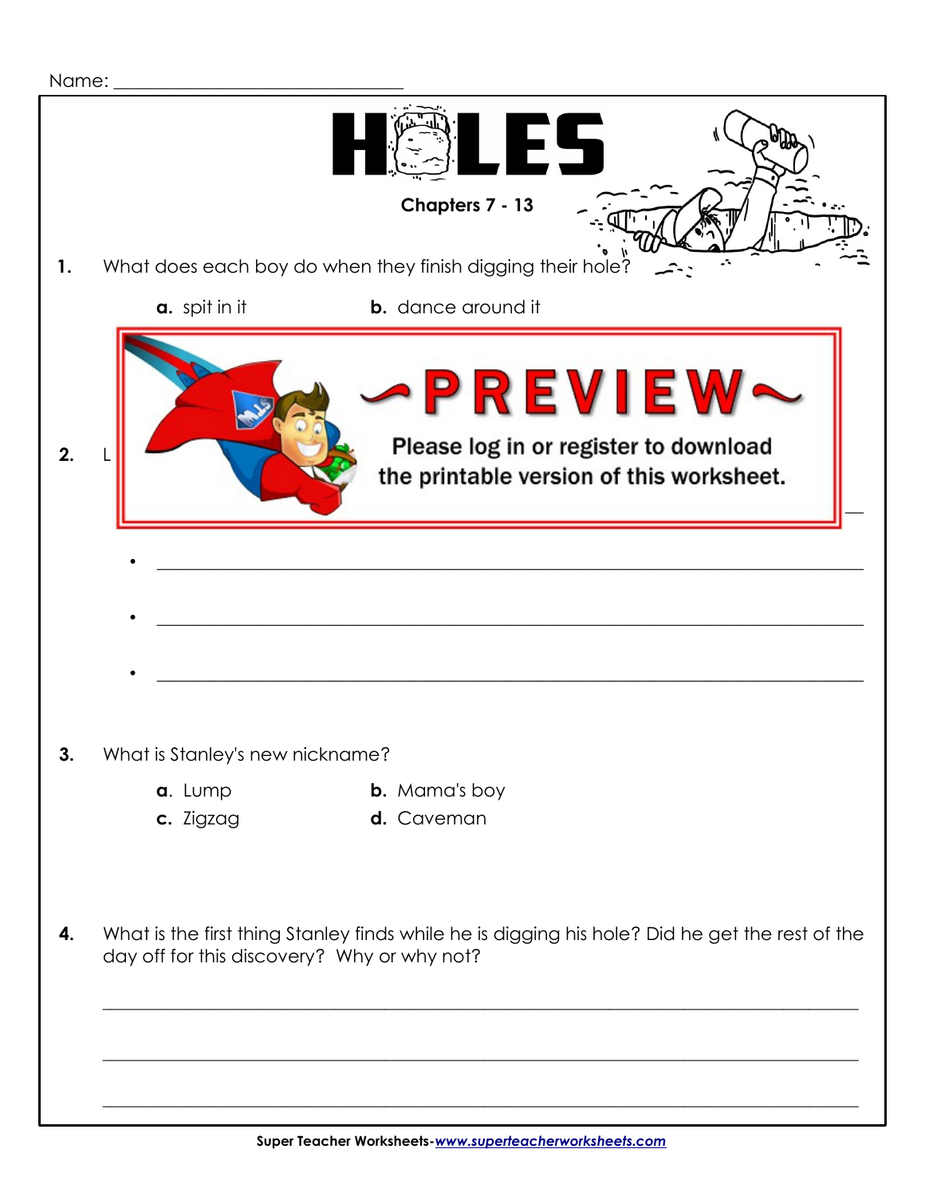Name: ______________________________

# HOLES

**Chapters 7 - 13**

**1.** What does each boy do when they finish digging their hole?

**a.** spit in it **b.** dance around it

**2.** L

- ____________________________________________
- ____________________________________________
- ____________________________________________

**3.** What is Stanley's new nickname?

**a.** Lump **b.** Mama's boy
**c.** Zigzag **d.** Caveman

**4.** What is the first thing Stanley finds while he is digging his hole? Did he get the rest of the day off for this discovery? Why or why not?

____________________________________________

____________________________________________

____________________________________________

Super Teacher Worksheets-www.superteacherworksheets.com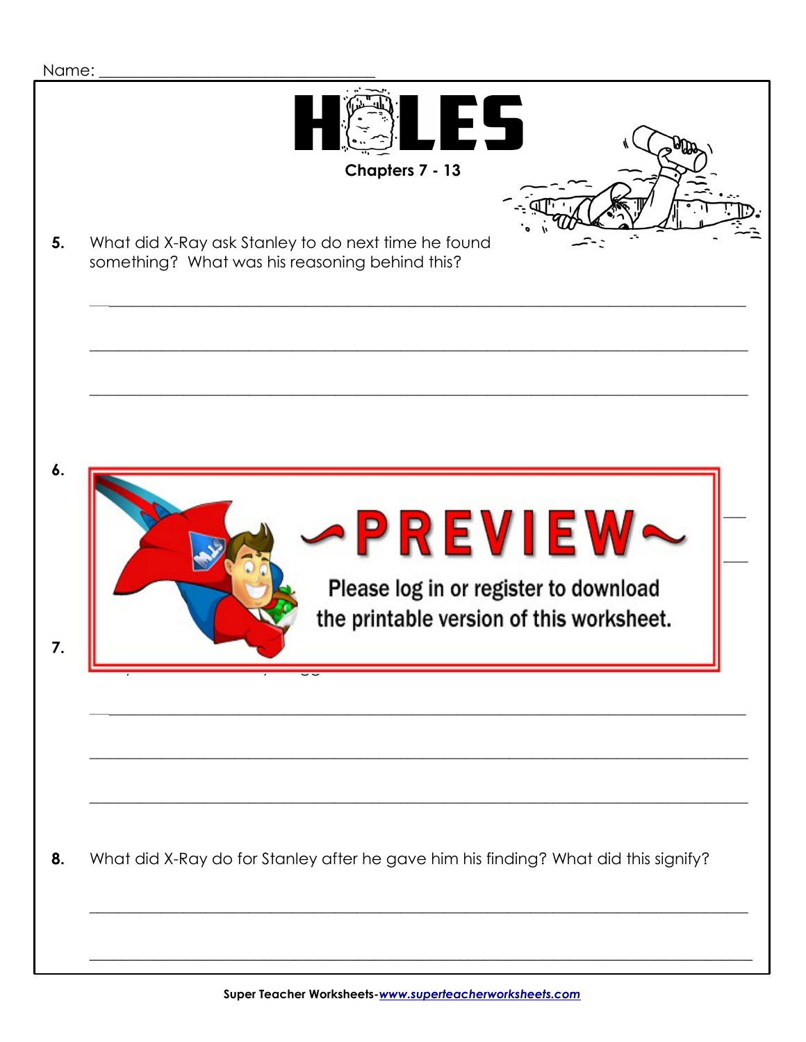Name: ___________________________________

# HOLES

**Chapters 7 - 13**

**5.** What did X-Ray ask Stanley to do next time he found something? What was his reasoning behind this?

______________________________________________________________________________

______________________________________________________________________________

______________________________________________________________________________

**6.**

**7.**

______________________________________________________________________________

______________________________________________________________________________

______________________________________________________________________________

**8.** What did X-Ray do for Stanley after he gave him his finding? What did this signify?

______________________________________________________________________________

______________________________________________________________________________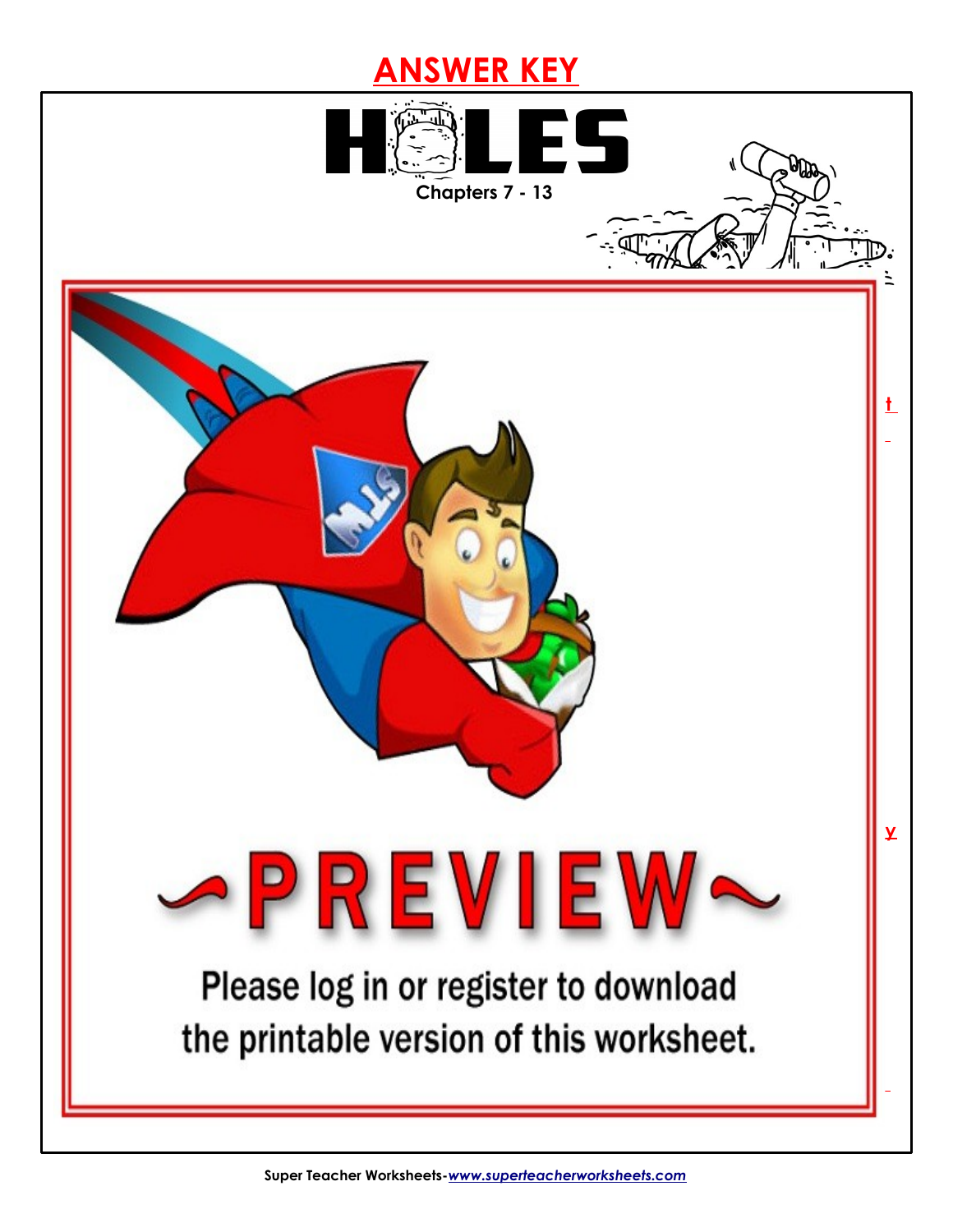# ANSWER KEY

# HOLES

## Chapters 7 - 13